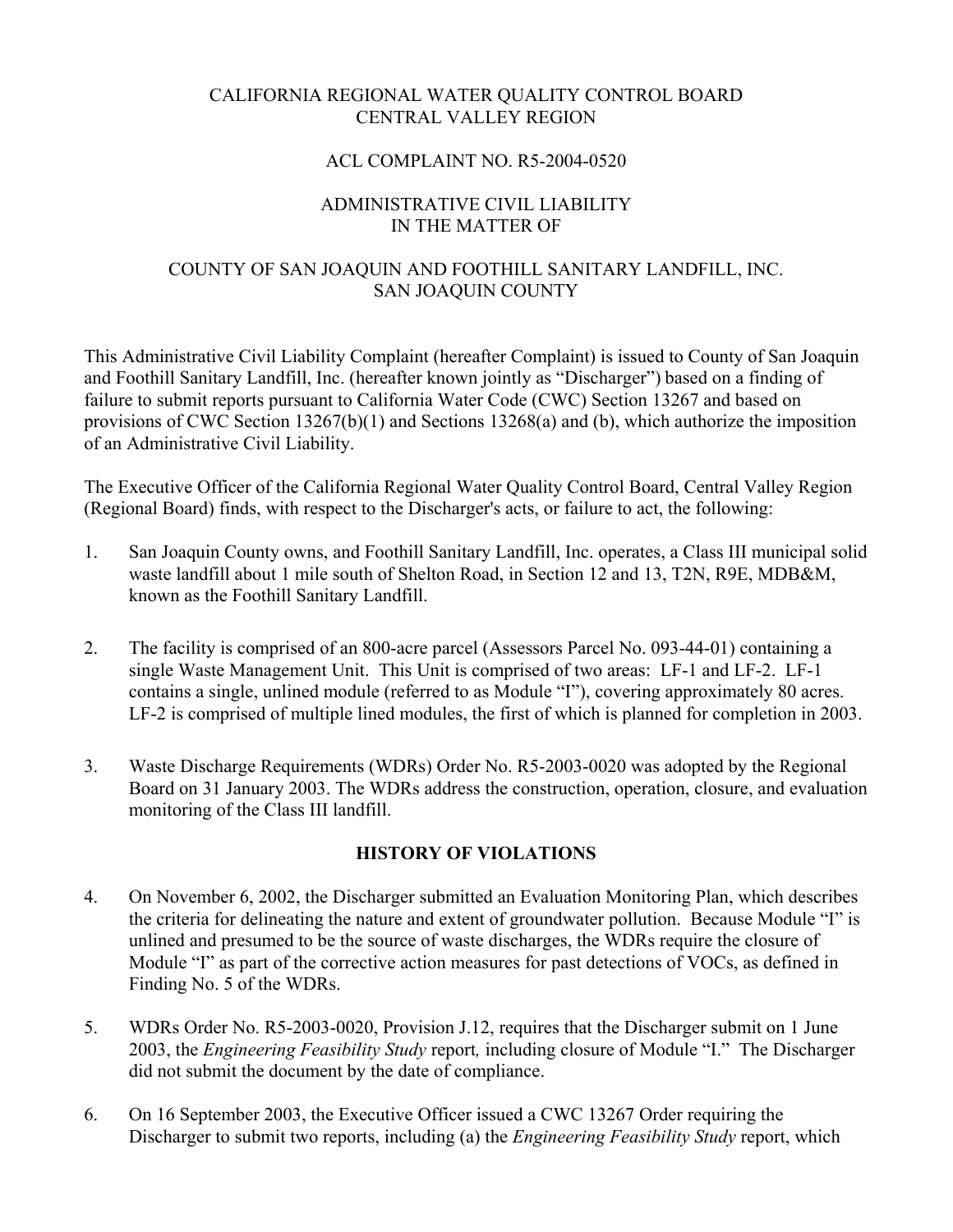CALIFORNIA REGIONAL WATER QUALITY CONTROL BOARD
CENTRAL VALLEY REGION

ACL COMPLAINT NO. R5-2004-0520

ADMINISTRATIVE CIVIL LIABILITY
IN THE MATTER OF

COUNTY OF SAN JOAQUIN AND FOOTHILL SANITARY LANDFILL, INC.
SAN JOAQUIN COUNTY

This Administrative Civil Liability Complaint (hereafter Complaint) is issued to County of San Joaquin and Foothill Sanitary Landfill, Inc. (hereafter known jointly as "Discharger") based on a finding of failure to submit reports pursuant to California Water Code (CWC) Section 13267 and based on provisions of CWC Section 13267(b)(1) and Sections 13268(a) and (b), which authorize the imposition of an Administrative Civil Liability.

The Executive Officer of the California Regional Water Quality Control Board, Central Valley Region (Regional Board) finds, with respect to the Discharger's acts, or failure to act, the following:

1. San Joaquin County owns, and Foothill Sanitary Landfill, Inc. operates, a Class III municipal solid waste landfill about 1 mile south of Shelton Road, in Section 12 and 13, T2N, R9E, MDB&M, known as the Foothill Sanitary Landfill.

2. The facility is comprised of an 800-acre parcel (Assessors Parcel No. 093-44-01) containing a single Waste Management Unit. This Unit is comprised of two areas: LF-1 and LF-2. LF-1 contains a single, unlined module (referred to as Module "I"), covering approximately 80 acres. LF-2 is comprised of multiple lined modules, the first of which is planned for completion in 2003.

3. Waste Discharge Requirements (WDRs) Order No. R5-2003-0020 was adopted by the Regional Board on 31 January 2003. The WDRs address the construction, operation, closure, and evaluation monitoring of the Class III landfill.

## HISTORY OF VIOLATIONS

4. On November 6, 2002, the Discharger submitted an Evaluation Monitoring Plan, which describes the criteria for delineating the nature and extent of groundwater pollution. Because Module "I" is unlined and presumed to be the source of waste discharges, the WDRs require the closure of Module "I" as part of the corrective action measures for past detections of VOCs, as defined in Finding No. 5 of the WDRs.

5. WDRs Order No. R5-2003-0020, Provision J.12, requires that the Discharger submit on 1 June 2003, the *Engineering Feasibility Study* report*,* including closure of Module "I." The Discharger did not submit the document by the date of compliance.

6. On 16 September 2003, the Executive Officer issued a CWC 13267 Order requiring the Discharger to submit two reports, including (a) the *Engineering Feasibility Study* report, which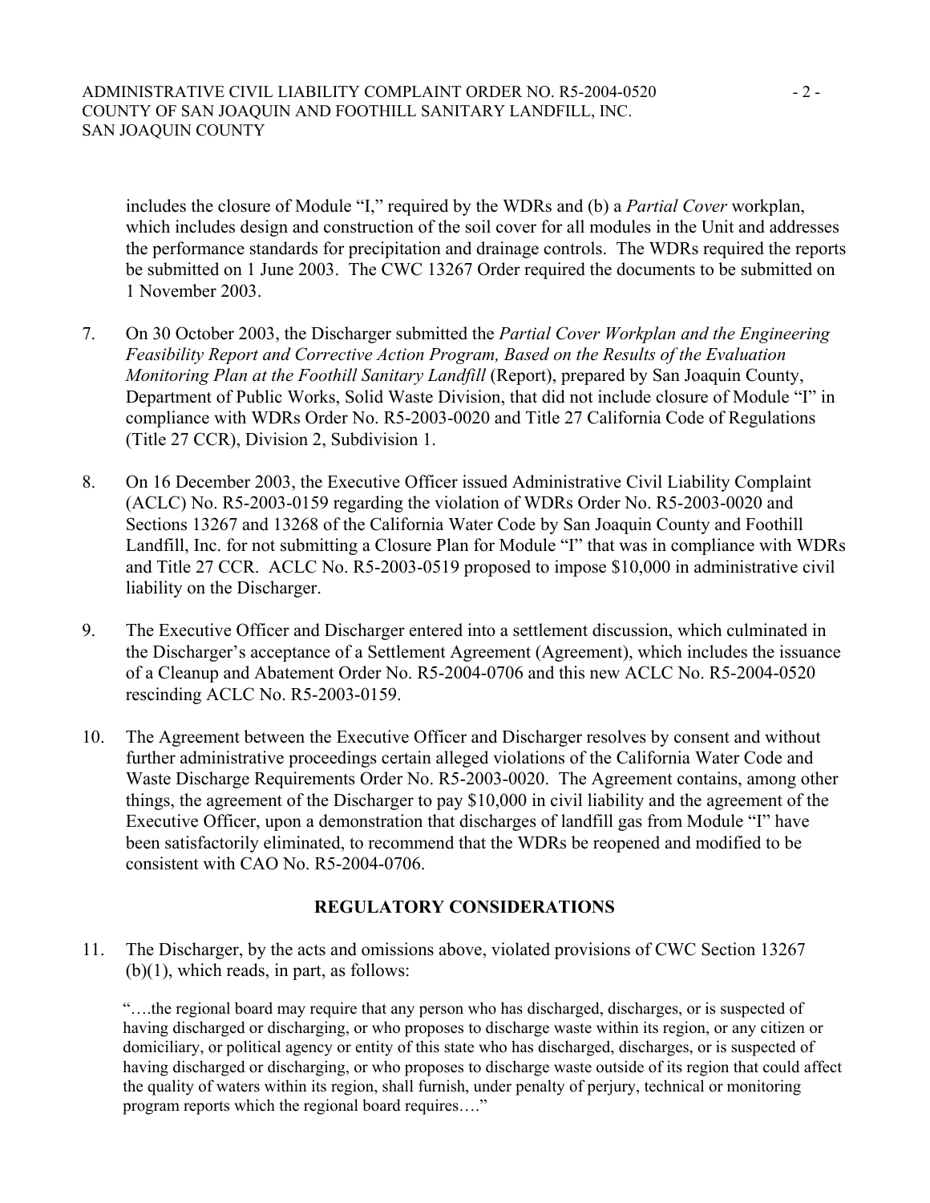includes the closure of Module "I," required by the WDRs and (b) a *Partial Cover* workplan, which includes design and construction of the soil cover for all modules in the Unit and addresses the performance standards for precipitation and drainage controls. The WDRs required the reports be submitted on 1 June 2003. The CWC 13267 Order required the documents to be submitted on 1 November 2003.

7. On 30 October 2003, the Discharger submitted the *Partial Cover Workplan and the Engineering Feasibility Report and Corrective Action Program, Based on the Results of the Evaluation Monitoring Plan at the Foothill Sanitary Landfill* (Report), prepared by San Joaquin County, Department of Public Works, Solid Waste Division, that did not include closure of Module "I" in compliance with WDRs Order No. R5-2003-0020 and Title 27 California Code of Regulations (Title 27 CCR), Division 2, Subdivision 1.

8. On 16 December 2003, the Executive Officer issued Administrative Civil Liability Complaint (ACLC) No. R5-2003-0159 regarding the violation of WDRs Order No. R5-2003-0020 and Sections 13267 and 13268 of the California Water Code by San Joaquin County and Foothill Landfill, Inc. for not submitting a Closure Plan for Module "I" that was in compliance with WDRs and Title 27 CCR. ACLC No. R5-2003-0519 proposed to impose $10,000 in administrative civil liability on the Discharger.

9. The Executive Officer and Discharger entered into a settlement discussion, which culminated in the Discharger's acceptance of a Settlement Agreement (Agreement), which includes the issuance of a Cleanup and Abatement Order No. R5-2004-0706 and this new ACLC No. R5-2004-0520 rescinding ACLC No. R5-2003-0159.

10. The Agreement between the Executive Officer and Discharger resolves by consent and without further administrative proceedings certain alleged violations of the California Water Code and Waste Discharge Requirements Order No. R5-2003-0020. The Agreement contains, among other things, the agreement of the Discharger to pay $10,000 in civil liability and the agreement of the Executive Officer, upon a demonstration that discharges of landfill gas from Module "I" have been satisfactorily eliminated, to recommend that the WDRs be reopened and modified to be consistent with CAO No. R5-2004-0706.

## REGULATORY CONSIDERATIONS

11. The Discharger, by the acts and omissions above, violated provisions of CWC Section 13267 (b)(1), which reads, in part, as follows:

"….the regional board may require that any person who has discharged, discharges, or is suspected of having discharged or discharging, or who proposes to discharge waste within its region, or any citizen or domiciliary, or political agency or entity of this state who has discharged, discharges, or is suspected of having discharged or discharging, or who proposes to discharge waste outside of its region that could affect the quality of waters within its region, shall furnish, under penalty of perjury, technical or monitoring program reports which the regional board requires…."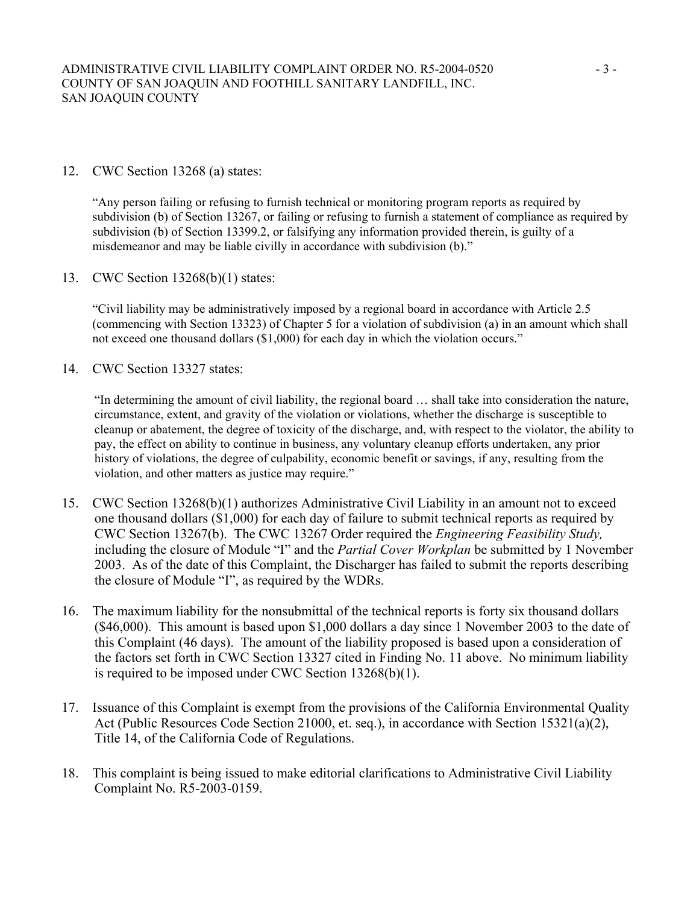12. CWC Section 13268 (a) states:

    "Any person failing or refusing to furnish technical or monitoring program reports as required by subdivision (b) of Section 13267, or failing or refusing to furnish a statement of compliance as required by subdivision (b) of Section 13399.2, or falsifying any information provided therein, is guilty of a misdemeanor and may be liable civilly in accordance with subdivision (b)."

13. CWC Section 13268(b)(1) states:

    "Civil liability may be administratively imposed by a regional board in accordance with Article 2.5 (commencing with Section 13323) of Chapter 5 for a violation of subdivision (a) in an amount which shall not exceed one thousand dollars ($1,000) for each day in which the violation occurs."

14. CWC Section 13327 states:

    "In determining the amount of civil liability, the regional board … shall take into consideration the nature, circumstance, extent, and gravity of the violation or violations, whether the discharge is susceptible to cleanup or abatement, the degree of toxicity of the discharge, and, with respect to the violator, the ability to pay, the effect on ability to continue in business, any voluntary cleanup efforts undertaken, any prior history of violations, the degree of culpability, economic benefit or savings, if any, resulting from the violation, and other matters as justice may require."

15. CWC Section 13268(b)(1) authorizes Administrative Civil Liability in an amount not to exceed one thousand dollars ($1,000) for each day of failure to submit technical reports as required by CWC Section 13267(b). The CWC 13267 Order required the *Engineering Feasibility Study,* including the closure of Module "I" and the *Partial Cover Workplan* be submitted by 1 November 2003. As of the date of this Complaint, the Discharger has failed to submit the reports describing the closure of Module "I", as required by the WDRs.

16. The maximum liability for the nonsubmittal of the technical reports is forty six thousand dollars ($46,000). This amount is based upon $1,000 dollars a day since 1 November 2003 to the date of this Complaint (46 days). The amount of the liability proposed is based upon a consideration of the factors set forth in CWC Section 13327 cited in Finding No. 11 above. No minimum liability is required to be imposed under CWC Section 13268(b)(1).

17. Issuance of this Complaint is exempt from the provisions of the California Environmental Quality Act (Public Resources Code Section 21000, et. seq.), in accordance with Section 15321(a)(2), Title 14, of the California Code of Regulations.

18. This complaint is being issued to make editorial clarifications to Administrative Civil Liability Complaint No. R5-2003-0159.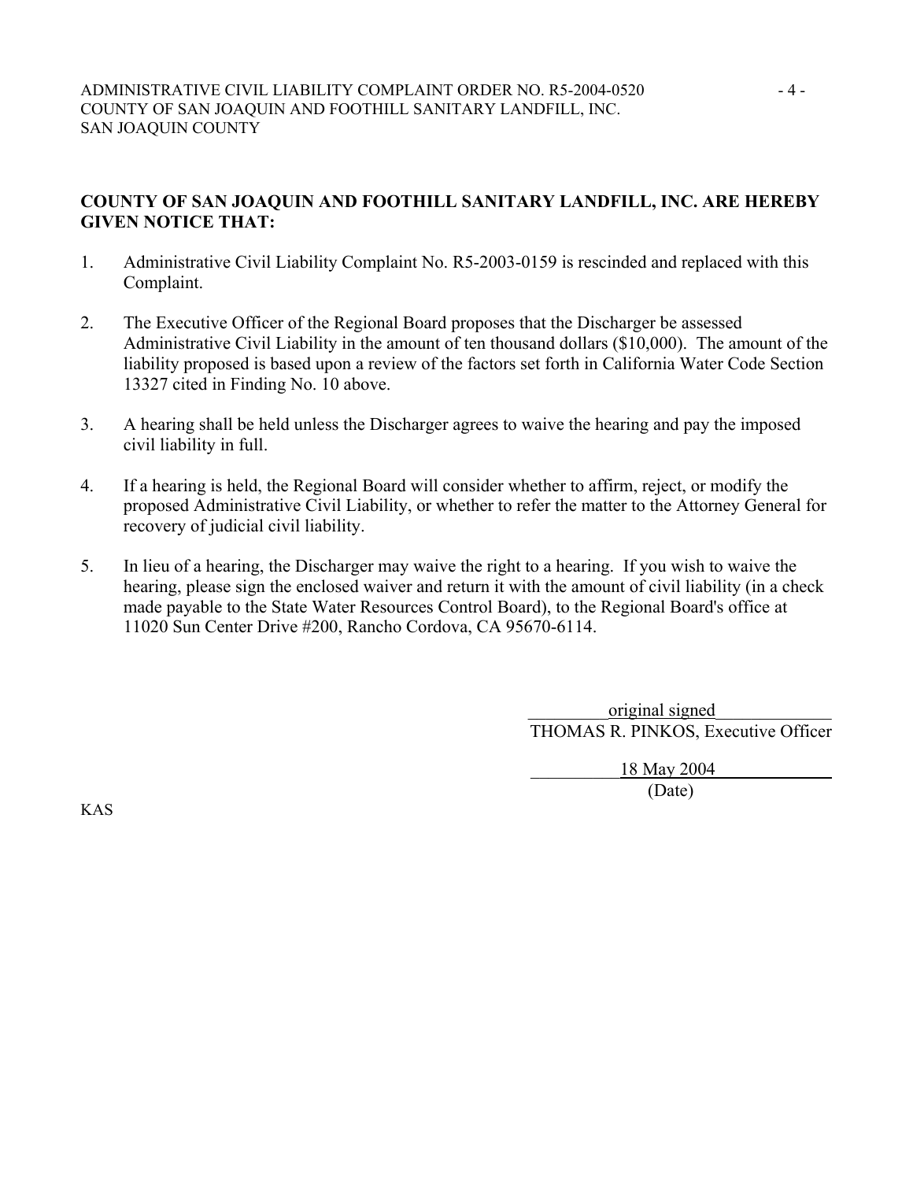**COUNTY OF SAN JOAQUIN AND FOOTHILL SANITARY LANDFILL, INC. ARE HEREBY GIVEN NOTICE THAT:**

1. Administrative Civil Liability Complaint No. R5-2003-0159 is rescinded and replaced with this Complaint.

2. The Executive Officer of the Regional Board proposes that the Discharger be assessed Administrative Civil Liability in the amount of ten thousand dollars ($10,000). The amount of the liability proposed is based upon a review of the factors set forth in California Water Code Section 13327 cited in Finding No. 10 above.

3. A hearing shall be held unless the Discharger agrees to waive the hearing and pay the imposed civil liability in full.

4. If a hearing is held, the Regional Board will consider whether to affirm, reject, or modify the proposed Administrative Civil Liability, or whether to refer the matter to the Attorney General for recovery of judicial civil liability.

5. In lieu of a hearing, the Discharger may waive the right to a hearing. If you wish to waive the hearing, please sign the enclosed waiver and return it with the amount of civil liability (in a check made payable to the State Water Resources Control Board), to the Regional Board's office at 11020 Sun Center Drive #200, Rancho Cordova, CA 95670-6114.

original signed
THOMAS R. PINKOS, Executive Officer

18 May 2004
(Date)

KAS